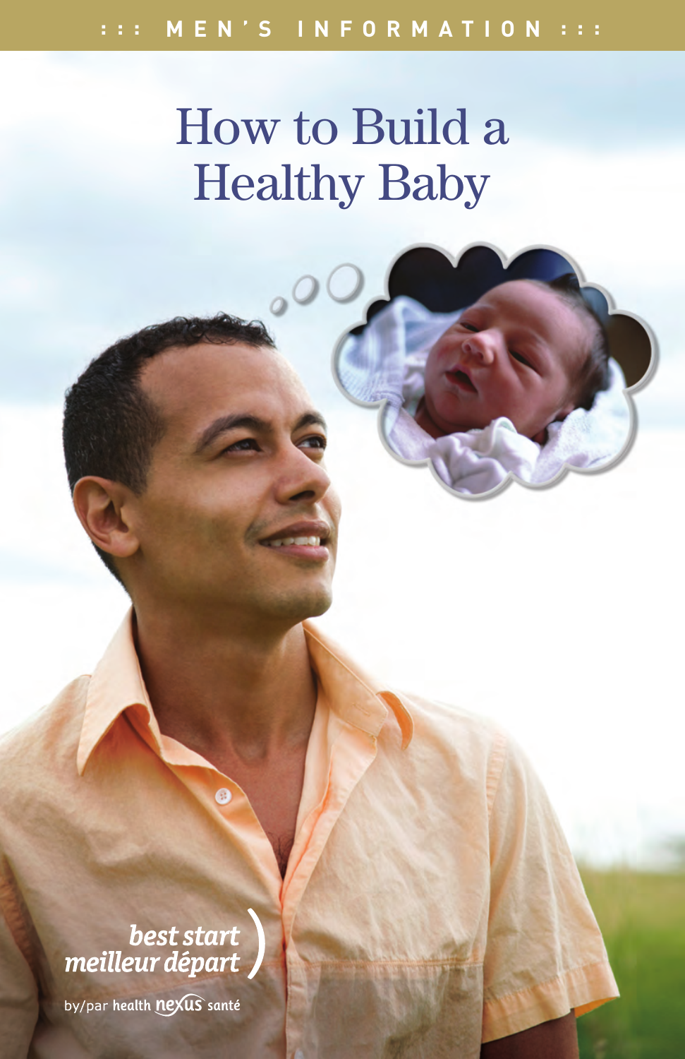::: MEN'S INFORMATION :::

# How to Build a Healthy Baby

*best start*
*meilleur départ*

by/par health nexus santé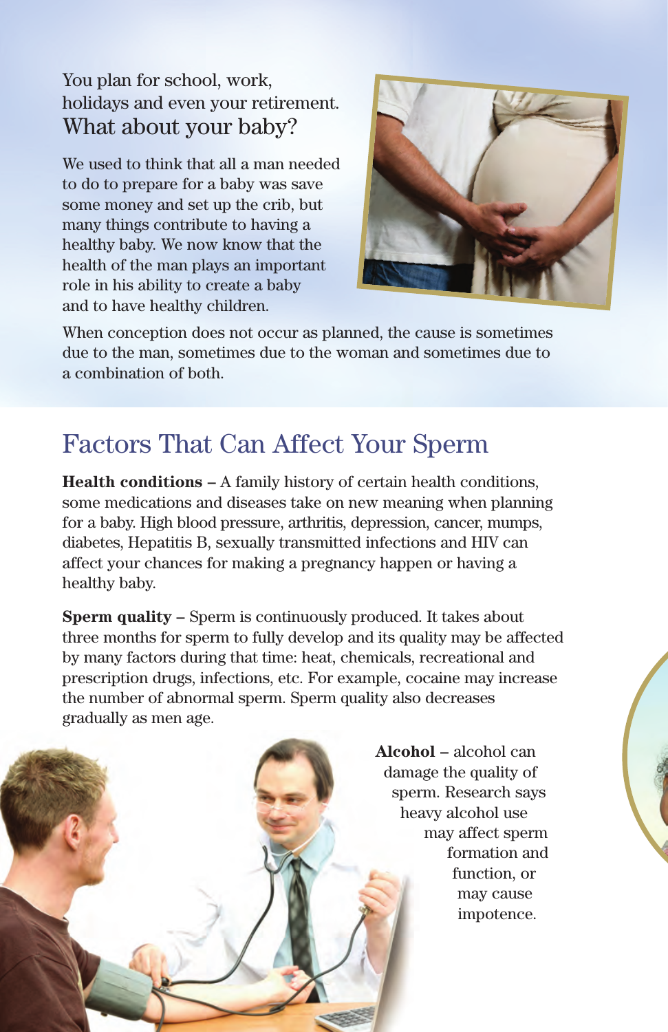You plan for school, work, holidays and even your retirement.
What about your baby?

We used to think that all a man needed to do to prepare for a baby was save some money and set up the crib, but many things contribute to having a healthy baby. We now know that the health of the man plays an important role in his ability to create a baby and to have healthy children.

When conception does not occur as planned, the cause is sometimes due to the man, sometimes due to the woman and sometimes due to a combination of both.

## Factors That Can Affect Your Sperm

**Health conditions –** A family history of certain health conditions, some medications and diseases take on new meaning when planning for a baby. High blood pressure, arthritis, depression, cancer, mumps, diabetes, Hepatitis B, sexually transmitted infections and HIV can affect your chances for making a pregnancy happen or having a healthy baby.

**Sperm quality –** Sperm is continuously produced. It takes about three months for sperm to fully develop and its quality may be affected by many factors during that time: heat, chemicals, recreational and prescription drugs, infections, etc. For example, cocaine may increase the number of abnormal sperm. Sperm quality also decreases gradually as men age.

**Alcohol –** alcohol can damage the quality of sperm. Research says heavy alcohol use may affect sperm formation and function, or may cause impotence.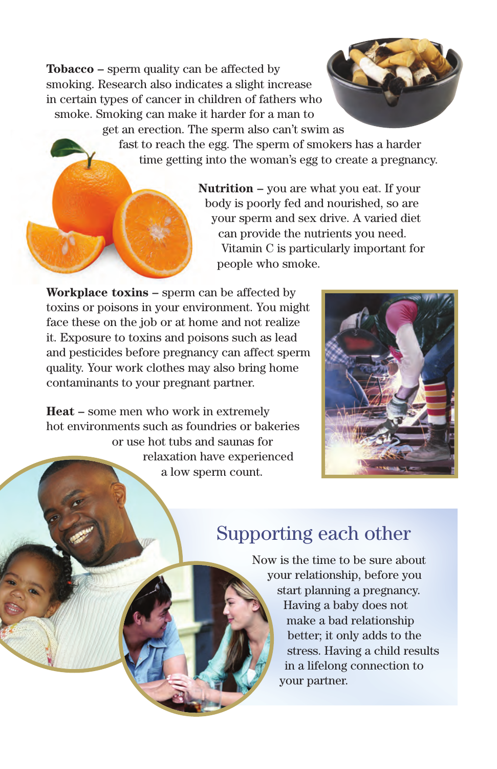**Tobacco –** sperm quality can be affected by smoking. Research also indicates a slight increase in certain types of cancer in children of fathers who smoke. Smoking can make it harder for a man to get an erection. The sperm also can't swim as fast to reach the egg. The sperm of smokers has a harder time getting into the woman's egg to create a pregnancy.

**Nutrition –** you are what you eat. If your body is poorly fed and nourished, so are your sperm and sex drive. A varied diet can provide the nutrients you need. Vitamin C is particularly important for people who smoke.

**Workplace toxins –** sperm can be affected by toxins or poisons in your environment. You might face these on the job or at home and not realize it. Exposure to toxins and poisons such as lead and pesticides before pregnancy can affect sperm quality. Your work clothes may also bring home contaminants to your pregnant partner.

**Heat –** some men who work in extremely hot environments such as foundries or bakeries or use hot tubs and saunas for relaxation have experienced a low sperm count.

## Supporting each other

Now is the time to be sure about your relationship, before you start planning a pregnancy. Having a baby does not make a bad relationship better; it only adds to the stress. Having a child results in a lifelong connection to your partner.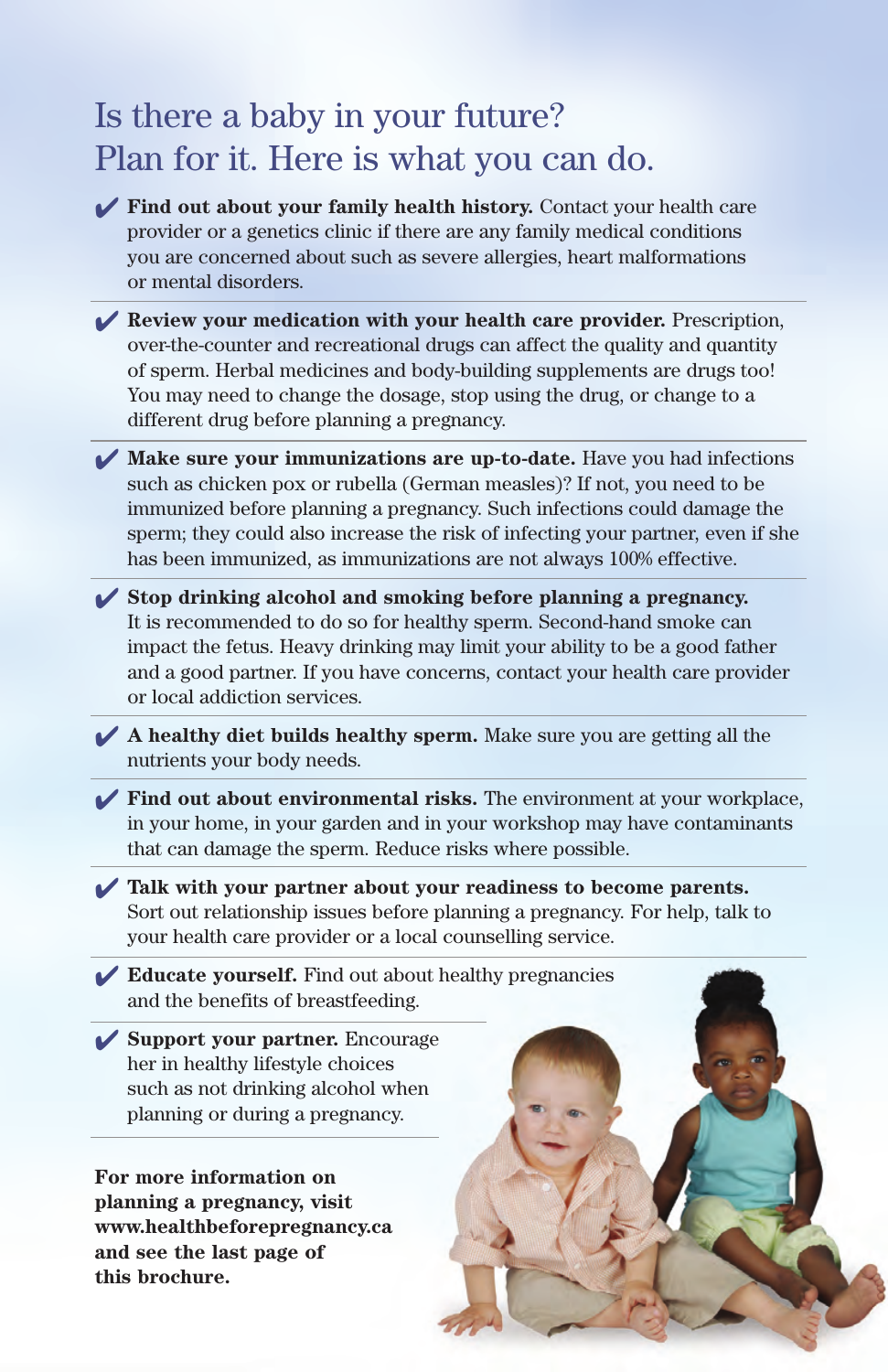# Is there a baby in your future? Plan for it. Here is what you can do.

- ✔ **Find out about your family health history.** Contact your health care provider or a genetics clinic if there are any family medical conditions you are concerned about such as severe allergies, heart malformations or mental disorders.

- ✔ **Review your medication with your health care provider.** Prescription, over-the-counter and recreational drugs can affect the quality and quantity of sperm. Herbal medicines and body-building supplements are drugs too! You may need to change the dosage, stop using the drug, or change to a different drug before planning a pregnancy.

- ✔ **Make sure your immunizations are up-to-date.** Have you had infections such as chicken pox or rubella (German measles)? If not, you need to be immunized before planning a pregnancy. Such infections could damage the sperm; they could also increase the risk of infecting your partner, even if she has been immunized, as immunizations are not always 100% effective.

- ✔ **Stop drinking alcohol and smoking before planning a pregnancy.** It is recommended to do so for healthy sperm. Second-hand smoke can impact the fetus. Heavy drinking may limit your ability to be a good father and a good partner. If you have concerns, contact your health care provider or local addiction services.

- ✔ **A healthy diet builds healthy sperm.** Make sure you are getting all the nutrients your body needs.

- ✔ **Find out about environmental risks.** The environment at your workplace, in your home, in your garden and in your workshop may have contaminants that can damage the sperm. Reduce risks where possible.

- ✔ **Talk with your partner about your readiness to become parents.** Sort out relationship issues before planning a pregnancy. For help, talk to your health care provider or a local counselling service.

- ✔ **Educate yourself.** Find out about healthy pregnancies and the benefits of breastfeeding.

- ✔ **Support your partner.** Encourage her in healthy lifestyle choices such as not drinking alcohol when planning or during a pregnancy.

**For more information on planning a pregnancy, visit www.healthbeforepregnancy.ca and see the last page of this brochure.**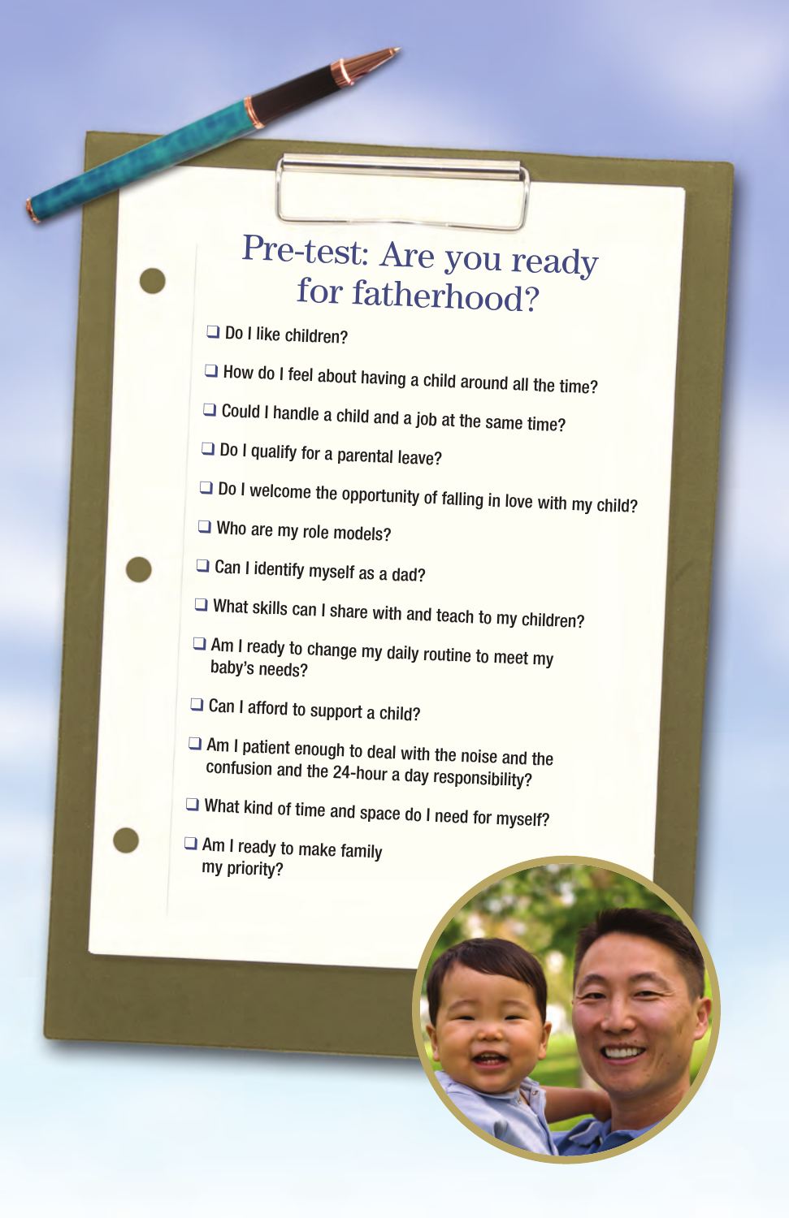# Pre-test: Are you ready for fatherhood?

- ❑ Do I like children?
- ❑ How do I feel about having a child around all the time?
- ❑ Could I handle a child and a job at the same time?
- ❑ Do I qualify for a parental leave?
- ❑ Do I welcome the opportunity of falling in love with my child?
- ❑ Who are my role models?
- ❑ Can I identify myself as a dad?
- ❑ What skills can I share with and teach to my children?
- ❑ Am I ready to change my daily routine to meet my baby's needs?
- ❑ Can I afford to support a child?
- ❑ Am I patient enough to deal with the noise and the confusion and the 24-hour a day responsibility?
- ❑ What kind of time and space do I need for myself?
- ❑ Am I ready to make family my priority?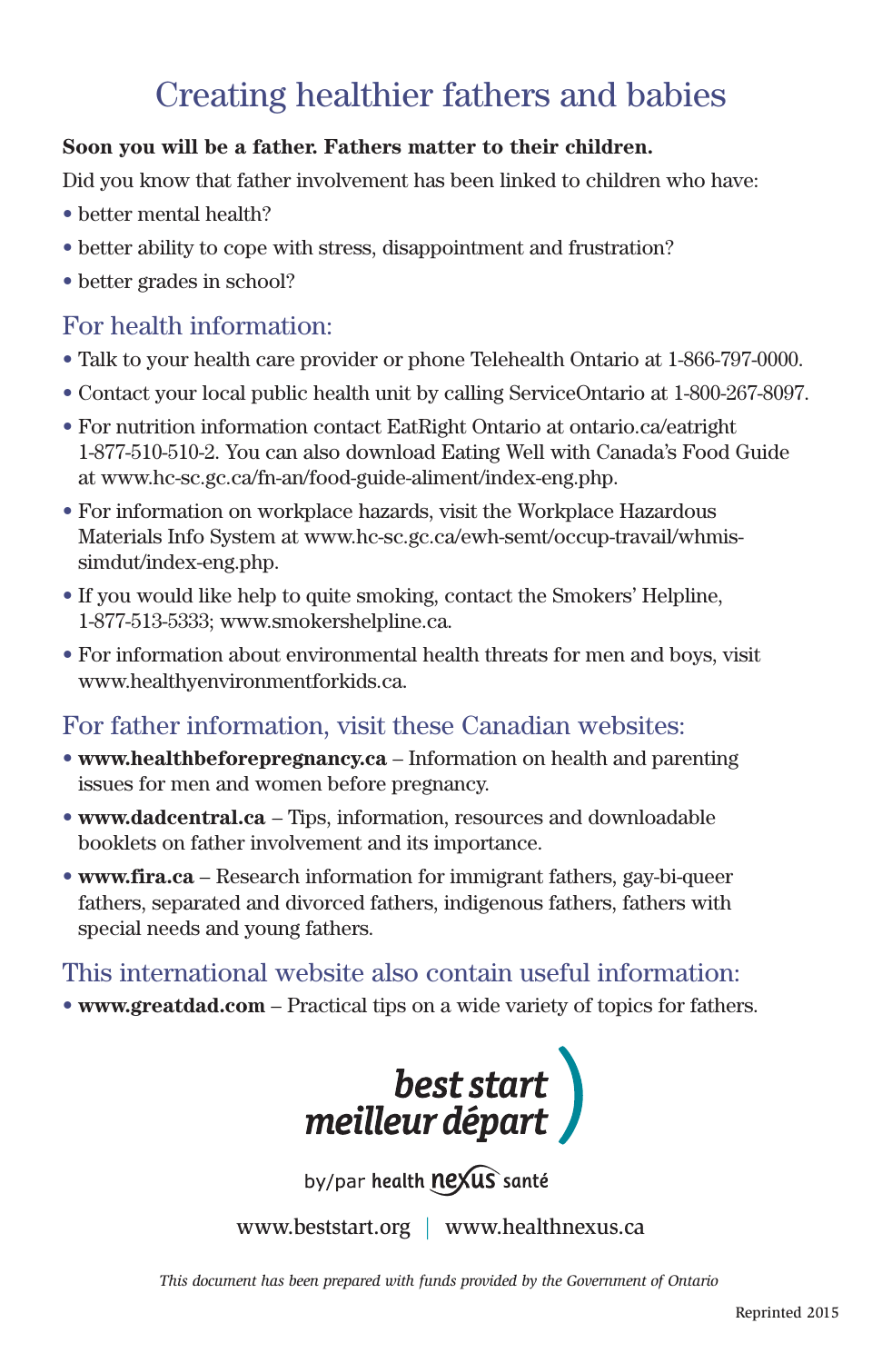# Creating healthier fathers and babies

**Soon you will be a father. Fathers matter to their children.**

Did you know that father involvement has been linked to children who have:

- better mental health?
- better ability to cope with stress, disappointment and frustration?
- better grades in school?

## For health information:

- Talk to your health care provider or phone Telehealth Ontario at 1-866-797-0000.
- Contact your local public health unit by calling ServiceOntario at 1-800-267-8097.
- For nutrition information contact EatRight Ontario at ontario.ca/eatright 1-877-510-510-2. You can also download Eating Well with Canada's Food Guide at www.hc-sc.gc.ca/fn-an/food-guide-aliment/index-eng.php.
- For information on workplace hazards, visit the Workplace Hazardous Materials Info System at www.hc-sc.gc.ca/ewh-semt/occup-travail/whmis-simdut/index-eng.php.
- If you would like help to quite smoking, contact the Smokers' Helpline, 1-877-513-5333; www.smokershelpline.ca.
- For information about environmental health threats for men and boys, visit www.healthyenvironmentforkids.ca.

## For father information, visit these Canadian websites:

- **www.healthbeforepregnancy.ca** – Information on health and parenting issues for men and women before pregnancy.
- **www.dadcentral.ca** – Tips, information, resources and downloadable booklets on father involvement and its importance.
- **www.fira.ca** – Research information for immigrant fathers, gay-bi-queer fathers, separated and divorced fathers, indigenous fathers, fathers with special needs and young fathers.

## This international website also contain useful information:

- **www.greatdad.com** – Practical tips on a wide variety of topics for fathers.

best start
meilleur départ

by/par health nexus santé

www.beststart.org | www.healthnexus.ca

*This document has been prepared with funds provided by the Government of Ontario*

Reprinted 2015